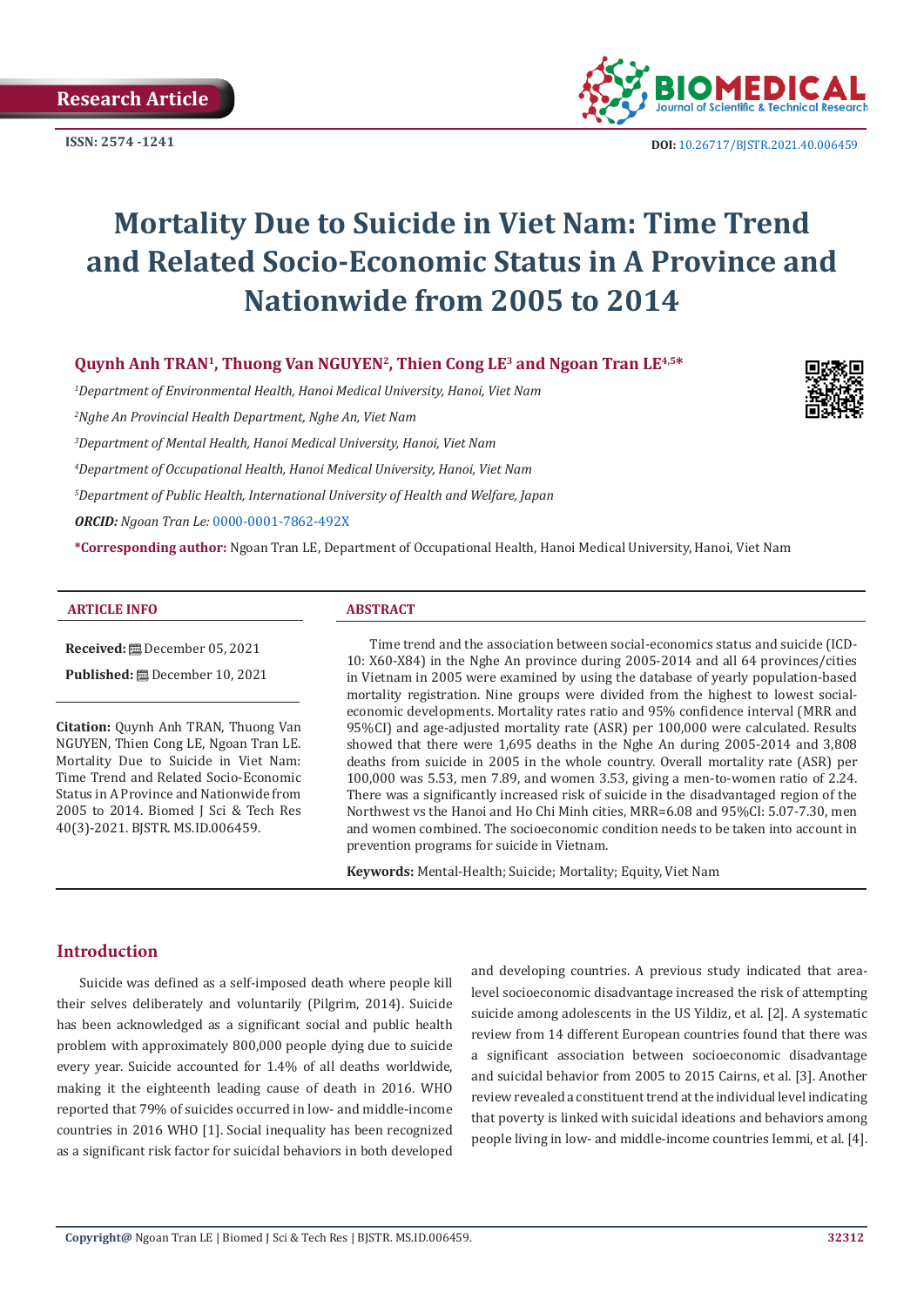Research Article

ISSN: 2574 -1241

DOI: 10.26717/BJSTR.2021.40.006459

# Mortality Due to Suicide in Viet Nam: Time Trend and Related Socio-Economic Status in A Province and Nationwide from 2005 to 2014

**Quynh Anh TRAN[1], Thuong Van NGUYEN[2], Thien Cong LE[3] and Ngoan Tran LE[4,5]***

*[1]Department of Environmental Health, Hanoi Medical University, Hanoi, Viet Nam*

*[2]Nghe An Provincial Health Department, Nghe An, Viet Nam*

*[3]Department of Mental Health, Hanoi Medical University, Hanoi, Viet Nam*

*[4]Department of Occupational Health, Hanoi Medical University, Hanoi, Viet Nam*

*[5]Department of Public Health, International University of Health and Welfare, Japan*

***ORCID:*** *Ngoan Tran Le:* 0000-0001-7862-492X

***Corresponding author:** Ngoan Tran LE, Department of Occupational Health, Hanoi Medical University, Hanoi, Viet Nam

## ARTICLE INFO

**Received:** December 05, 2021

**Published:** December 10, 2021

**Citation:** Quynh Anh TRAN, Thuong Van NGUYEN, Thien Cong LE, Ngoan Tran LE. Mortality Due to Suicide in Viet Nam: Time Trend and Related Socio-Economic Status in A Province and Nationwide from 2005 to 2014. Biomed J Sci & Tech Res 40(3)-2021. BJSTR. MS.ID.006459.

## ABSTRACT

Time trend and the association between social-economics status and suicide (ICD-10: X60-X84) in the Nghe An province during 2005-2014 and all 64 provinces/cities in Vietnam in 2005 were examined by using the database of yearly population-based mortality registration. Nine groups were divided from the highest to lowest social-economic developments. Mortality rates ratio and 95% confidence interval (MRR and 95%CI) and age-adjusted mortality rate (ASR) per 100,000 were calculated. Results showed that there were 1,695 deaths in the Nghe An during 2005-2014 and 3,808 deaths from suicide in 2005 in the whole country. Overall mortality rate (ASR) per 100,000 was 5.53, men 7.89, and women 3.53, giving a men-to-women ratio of 2.24. There was a significantly increased risk of suicide in the disadvantaged region of the Northwest vs the Hanoi and Ho Chi Minh cities, MRR=6.08 and 95%CI: 5.07-7.30, men and women combined. The socioeconomic condition needs to be taken into account in prevention programs for suicide in Vietnam.

**Keywords:** Mental-Health; Suicide; Mortality; Equity, Viet Nam

## Introduction

Suicide was defined as a self-imposed death where people kill their selves deliberately and voluntarily (Pilgrim, 2014). Suicide has been acknowledged as a significant social and public health problem with approximately 800,000 people dying due to suicide every year. Suicide accounted for 1.4% of all deaths worldwide, making it the eighteenth leading cause of death in 2016. WHO reported that 79% of suicides occurred in low- and middle-income countries in 2016 WHO [1]. Social inequality has been recognized as a significant risk factor for suicidal behaviors in both developed and developing countries. A previous study indicated that area-level socioeconomic disadvantage increased the risk of attempting suicide among adolescents in the US Yildiz, et al. [2]. A systematic review from 14 different European countries found that there was a significant association between socioeconomic disadvantage and suicidal behavior from 2005 to 2015 Cairns, et al. [3]. Another review revealed a constituent trend at the individual level indicating that poverty is linked with suicidal ideations and behaviors among people living in low- and middle-income countries Iemmi, et al. [4].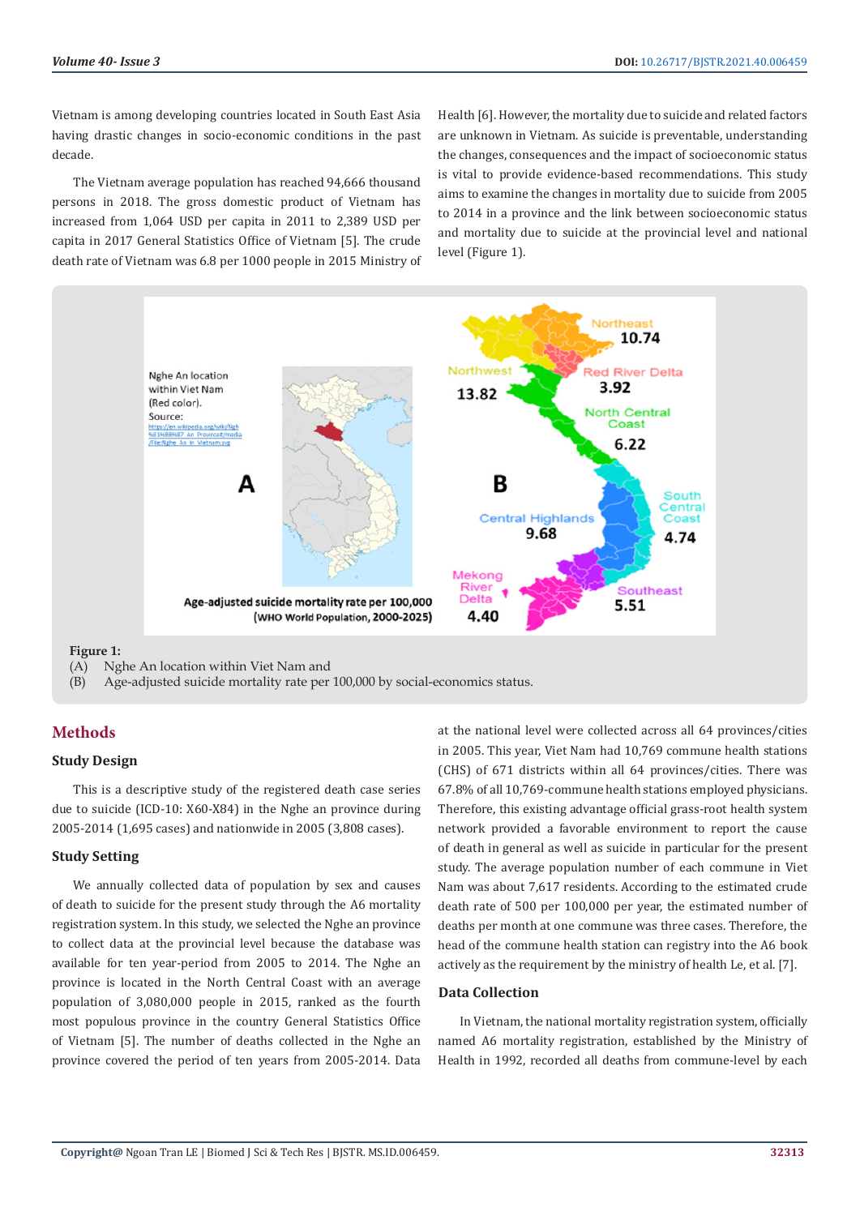Vietnam is among developing countries located in South East Asia having drastic changes in socio-economic conditions in the past decade.

The Vietnam average population has reached 94,666 thousand persons in 2018. The gross domestic product of Vietnam has increased from 1,064 USD per capita in 2011 to 2,389 USD per capita in 2017 General Statistics Office of Vietnam [5]. The crude death rate of Vietnam was 6.8 per 1000 people in 2015 Ministry of Health [6]. However, the mortality due to suicide and related factors are unknown in Vietnam. As suicide is preventable, understanding the changes, consequences and the impact of socioeconomic status is vital to provide evidence-based recommendations. This study aims to examine the changes in mortality due to suicide from 2005 to 2014 in a province and the link between socioeconomic status and mortality due to suicide at the provincial level and national level (Figure 1).

Nghe An location within Viet Nam (Red color).
Source: https://en.wikipedia.org/wiki/Nghe_An_Province#/media/File:Nghe_An_in_Vietnam.svg

A

B

Northeast
10.74

Northwest
13.82

Red River Delta
3.92

North Central Coast
6.22

Central Highlands
9.68

South Central Coast
4.74

Mekong River Delta
4.40

Southeast
5.51

Age-adjusted suicide mortality rate per 100,000
(WHO World Population, 2000-2025)

**Figure 1:**
(A) Nghe An location within Viet Nam and
(B) Age-adjusted suicide mortality rate per 100,000 by social-economics status.

## Methods

### Study Design

This is a descriptive study of the registered death case series due to suicide (ICD-10: X60-X84) in the Nghe an province during 2005-2014 (1,695 cases) and nationwide in 2005 (3,808 cases).

### Study Setting

We annually collected data of population by sex and causes of death to suicide for the present study through the A6 mortality registration system. In this study, we selected the Nghe an province to collect data at the provincial level because the database was available for ten year-period from 2005 to 2014. The Nghe an province is located in the North Central Coast with an average population of 3,080,000 people in 2015, ranked as the fourth most populous province in the country General Statistics Office of Vietnam [5]. The number of deaths collected in the Nghe an province covered the period of ten years from 2005-2014. Data at the national level were collected across all 64 provinces/cities in 2005. This year, Viet Nam had 10,769 commune health stations (CHS) of 671 districts within all 64 provinces/cities. There was 67.8% of all 10,769-commune health stations employed physicians. Therefore, this existing advantage official grass-root health system network provided a favorable environment to report the cause of death in general as well as suicide in particular for the present study. The average population number of each commune in Viet Nam was about 7,617 residents. According to the estimated crude death rate of 500 per 100,000 per year, the estimated number of deaths per month at one commune was three cases. Therefore, the head of the commune health station can registry into the A6 book actively as the requirement by the ministry of health Le, et al. [7].

### Data Collection

In Vietnam, the national mortality registration system, officially named A6 mortality registration, established by the Ministry of Health in 1992, recorded all deaths from commune-level by each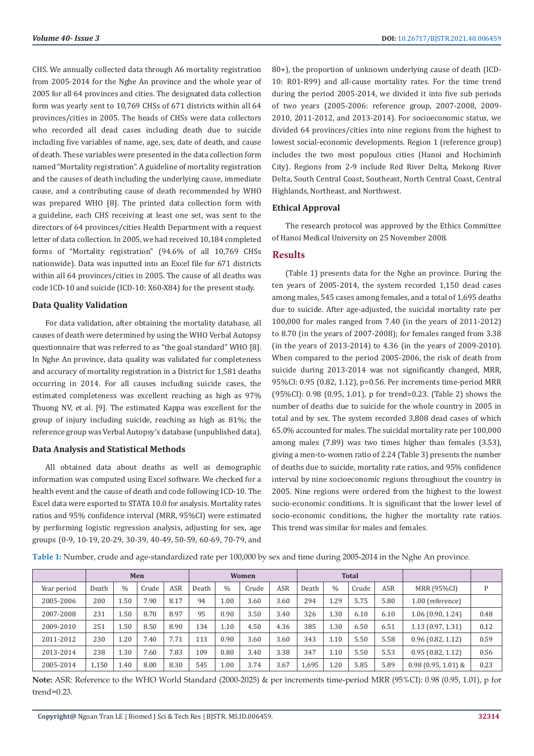CHS. We annually collected data through A6 mortality registration from 2005-2014 for the Nghe An province and the whole year of 2005 for all 64 provinces and cities. The designated data collection form was yearly sent to 10,769 CHSs of 671 districts within all 64 provinces/cities in 2005. The heads of CHSs were data collectors who recorded all dead cases including death due to suicide including five variables of name, age, sex, date of death, and cause of death. These variables were presented in the data collection form named "Mortality registration". A guideline of mortality registration and the causes of death including the underlying cause, immediate cause, and a contributing cause of death recommended by WHO was prepared WHO [8]. The printed data collection form with a guideline, each CHS receiving at least one set, was sent to the directors of 64 provinces/cities Health Department with a request letter of data collection. In 2005, we had received 10,184 completed forms of "Mortality registration" (94.6% of all 10,769 CHSs nationwide). Data was inputted into an Excel file for 671 districts within all 64 provinces/cities in 2005. The cause of all deaths was code ICD-10 and suicide (ICD-10: X60-X84) for the present study.

### Data Quality Validation

For data validation, after obtaining the mortality database, all causes of death were determined by using the WHO Verbal Autopsy questionnaire that was referred to as "the goal standard" WHO [8]. In Nghe An province, data quality was validated for completeness and accuracy of mortality registration in a District for 1,581 deaths occurring in 2014. For all causes including suicide cases, the estimated completeness was excellent reaching as high as 97% Thuong NV, et al. [9]. The estimated Kappa was excellent for the group of injury including suicide, reaching as high as 81%; the reference group was Verbal Autopsy's database (unpublished data).

### Data Analysis and Statistical Methods

All obtained data about deaths as well as demographic information was computed using Excel software. We checked for a health event and the cause of death and code following ICD-10. The Excel data were exported to STATA 10.0 for analysis. Mortality rates ratios and 95% confidence interval (MRR, 95%CI) were estimated by performing logistic regression analysis, adjusting for sex, age groups (0-9, 10-19, 20-29, 30-39, 40-49, 50-59, 60-69, 70-79, and 80+), the proportion of unknown underlying cause of death (ICD-10: R01-R99) and all-cause mortality rates. For the time trend during the period 2005-2014, we divided it into five sub periods of two years (2005-2006: reference group, 2007-2008, 2009-2010, 2011-2012, and 2013-2014). For socioeconomic status, we divided 64 provinces/cities into nine regions from the highest to lowest social-economic developments. Region 1 (reference group) includes the two most populous cities (Hanoi and Hochiminh City). Regions from 2-9 include Red River Delta, Mekong River Delta, South Central Coast, Southeast, North Central Coast, Central Highlands, Northeast, and Northwest.

### Ethical Approval

The research protocol was approved by the Ethics Committee of Hanoi Medical University on 25 November 2008.

## Results

(Table 1) presents data for the Nghe an province. During the ten years of 2005-2014, the system recorded 1,150 dead cases among males, 545 cases among females, and a total of 1,695 deaths due to suicide. After age-adjusted, the suicidal mortality rate per 100,000 for males ranged from 7.40 (in the years of 2011-2012) to 8.70 (in the years of 2007-2008); for females ranged from 3.38 (in the years of 2013-2014) to 4.36 (in the years of 2009-2010). When compared to the period 2005-2006, the risk of death from suicide during 2013-2014 was not significantly changed, MRR, 95%CI: 0.95 (0.82, 1.12), p=0.56. Per increments time-period MRR (95%CI): 0.98 (0.95, 1.01), p for trend=0.23. (Table 2) shows the number of deaths due to suicide for the whole country in 2005 in total and by sex. The system recorded 3,808 dead cases of which 65.0% accounted for males. The suicidal mortality rate per 100,000 among males (7.89) was two times higher than females (3.53), giving a men-to-women ratio of 2.24 (Table 3) presents the number of deaths due to suicide, mortality rate ratios, and 95% confidence interval by nine socioeconomic regions throughout the country in 2005. Nine regions were ordered from the highest to the lowest socio-economic conditions. It is significant that the lower level of socio-economic conditions, the higher the mortality rate ratios. This trend was similar for males and females.

**Table 1:** Number, crude and age-standardized rate per 100,000 by sex and time during 2005-2014 in the Nghe An province.

| | Men | | | | Women | | | | Total | | | | | |
|---|---|---|---|---|---|---|---|---|---|---|---|---|---|---|
| Year period | Death | % | Crude | ASR | Death | % | Crude | ASR | Death | % | Crude | ASR | MRR (95%CI) | P |
| 2005-2006 | 200 | 1.50 | 7.90 | 8.17 | 94 | 1.00 | 3.60 | 3.60 | 294 | 1.29 | 5.75 | 5.80 | 1.00 (reference) | |
| 2007-2008 | 231 | 1.50 | 8.70 | 8.97 | 95 | 0.90 | 3.50 | 3.40 | 326 | 1.30 | 6.10 | 6.10 | 1.06 (0.90, 1.24) | 0.48 |
| 2009-2010 | 251 | 1.50 | 8.50 | 8.90 | 134 | 1.10 | 4.50 | 4.36 | 385 | 1.30 | 6.50 | 6.51 | 1.13 (0.97, 1.31) | 0.12 |
| 2011-2012 | 230 | 1.20 | 7.40 | 7.71 | 113 | 0.90 | 3.60 | 3.60 | 343 | 1.10 | 5.50 | 5.58 | 0.96 (0.82, 1.12) | 0.59 |
| 2013-2014 | 238 | 1.30 | 7.60 | 7.83 | 109 | 0.80 | 3.40 | 3.38 | 347 | 1.10 | 5.50 | 5.53 | 0.95 (0.82, 1.12) | 0.56 |
| 2005-2014 | 1,150 | 1.40 | 8.00 | 8.30 | 545 | 1.00 | 3.74 | 3.67 | 1,695 | 1.20 | 5.85 | 5.89 | 0.98 (0.95, 1.01) & | 0.23 |

**Note:** ASR: Reference to the WHO World Standard (2000-2025) & per increments time-period MRR (95%CI): 0.98 (0.95, 1.01), p for trend=0.23.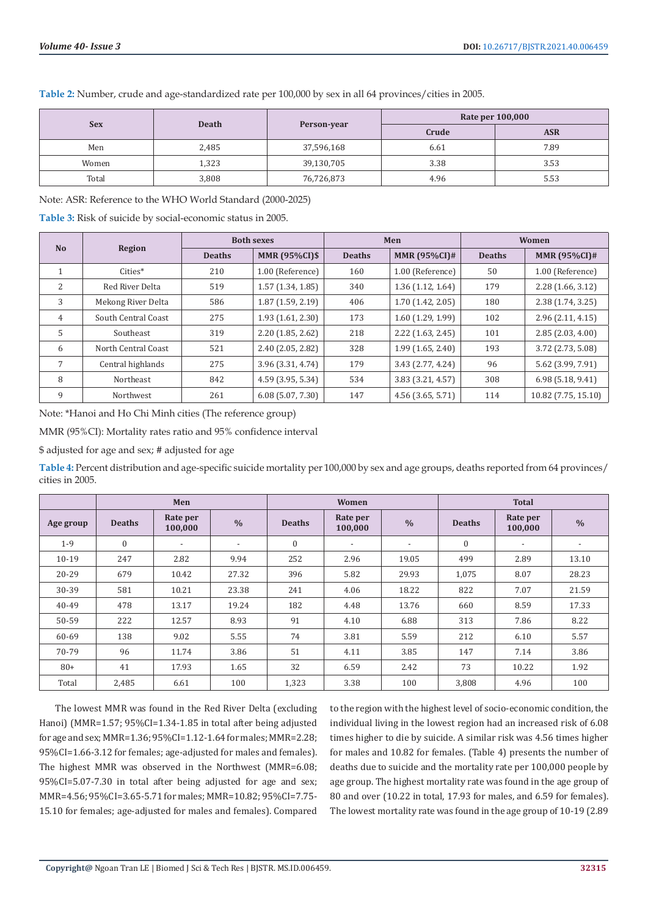**Table 2:** Number, crude and age-standardized rate per 100,000 by sex in all 64 provinces/cities in 2005.

| Sex | Death | Person-year | Rate per 100,000 | |
|---|---|---|---|---|
| | | | Crude | ASR |
| Men | 2,485 | 37,596,168 | 6.61 | 7.89 |
| Women | 1,323 | 39,130,705 | 3.38 | 3.53 |
| Total | 3,808 | 76,726,873 | 4.96 | 5.53 |

Note: ASR: Reference to the WHO World Standard (2000-2025)

**Table 3:** Risk of suicide by social-economic status in 2005.

| No | Region | Both sexes | | Men | | Women | |
|---|---|---|---|---|---|---|---|
| | | Deaths | MMR (95%CI)$ | Deaths | MMR (95%CI)# | Deaths | MMR (95%CI)# |
| 1 | Cities* | 210 | 1.00 (Reference) | 160 | 1.00 (Reference) | 50 | 1.00 (Reference) |
| 2 | Red River Delta | 519 | 1.57 (1.34, 1.85) | 340 | 1.36 (1.12, 1.64) | 179 | 2.28 (1.66, 3.12) |
| 3 | Mekong River Delta | 586 | 1.87 (1.59, 2.19) | 406 | 1.70 (1.42, 2.05) | 180 | 2.38 (1.74, 3.25) |
| 4 | South Central Coast | 275 | 1.93 (1.61, 2.30) | 173 | 1.60 (1.29, 1.99) | 102 | 2.96 (2.11, 4.15) |
| 5 | Southeast | 319 | 2.20 (1.85, 2.62) | 218 | 2.22 (1.63, 2.45) | 101 | 2.85 (2.03, 4.00) |
| 6 | North Central Coast | 521 | 2.40 (2.05, 2.82) | 328 | 1.99 (1.65, 2.40) | 193 | 3.72 (2.73, 5.08) |
| 7 | Central highlands | 275 | 3.96 (3.31, 4.74) | 179 | 3.43 (2.77, 4.24) | 96 | 5.62 (3.99, 7.91) |
| 8 | Northeast | 842 | 4.59 (3.95, 5.34) | 534 | 3.83 (3.21, 4.57) | 308 | 6.98 (5.18, 9.41) |
| 9 | Northwest | 261 | 6.08 (5.07, 7.30) | 147 | 4.56 (3.65, 5.71) | 114 | 10.82 (7.75, 15.10) |

Note: *Hanoi and Ho Chi Minh cities (The reference group)

MMR (95%CI): Mortality rates ratio and 95% confidence interval

$ adjusted for age and sex; # adjusted for age

**Table 4:** Percent distribution and age-specific suicide mortality per 100,000 by sex and age groups, deaths reported from 64 provinces/cities in 2005.

| Age group | Men | | | Women | | | Total | | |
|---|---|---|---|---|---|---|---|---|---|
| | Deaths | Rate per 100,000 | % | Deaths | Rate per 100,000 | % | Deaths | Rate per 100,000 | % |
| 1-9 | 0 | - | - | 0 | - | - | 0 | - | - |
| 10-19 | 247 | 2.82 | 9.94 | 252 | 2.96 | 19.05 | 499 | 2.89 | 13.10 |
| 20-29 | 679 | 10.42 | 27.32 | 396 | 5.82 | 29.93 | 1,075 | 8.07 | 28.23 |
| 30-39 | 581 | 10.21 | 23.38 | 241 | 4.06 | 18.22 | 822 | 7.07 | 21.59 |
| 40-49 | 478 | 13.17 | 19.24 | 182 | 4.48 | 13.76 | 660 | 8.59 | 17.33 |
| 50-59 | 222 | 12.57 | 8.93 | 91 | 4.10 | 6.88 | 313 | 7.86 | 8.22 |
| 60-69 | 138 | 9.02 | 5.55 | 74 | 3.81 | 5.59 | 212 | 6.10 | 5.57 |
| 70-79 | 96 | 11.74 | 3.86 | 51 | 4.11 | 3.85 | 147 | 7.14 | 3.86 |
| 80+ | 41 | 17.93 | 1.65 | 32 | 6.59 | 2.42 | 73 | 10.22 | 1.92 |
| Total | 2,485 | 6.61 | 100 | 1,323 | 3.38 | 100 | 3,808 | 4.96 | 100 |

The lowest MMR was found in the Red River Delta (excluding Hanoi) (MMR=1.57; 95%CI=1.34-1.85 in total after being adjusted for age and sex; MMR=1.36; 95%CI=1.12-1.64 for males; MMR=2.28; 95%CI=1.66-3.12 for females; age-adjusted for males and females). The highest MMR was observed in the Northwest (MMR=6.08; 95%CI=5.07-7.30 in total after being adjusted for age and sex; MMR=4.56; 95%CI=3.65-5.71 for males; MMR=10.82; 95%CI=7.75-15.10 for females; age-adjusted for males and females). Compared to the region with the highest level of socio-economic condition, the individual living in the lowest region had an increased risk of 6.08 times higher to die by suicide. A similar risk was 4.56 times higher for males and 10.82 for females. (Table 4) presents the number of deaths due to suicide and the mortality rate per 100,000 people by age group. The highest mortality rate was found in the age group of 80 and over (10.22 in total, 17.93 for males, and 6.59 for females). The lowest mortality rate was found in the age group of 10-19 (2.89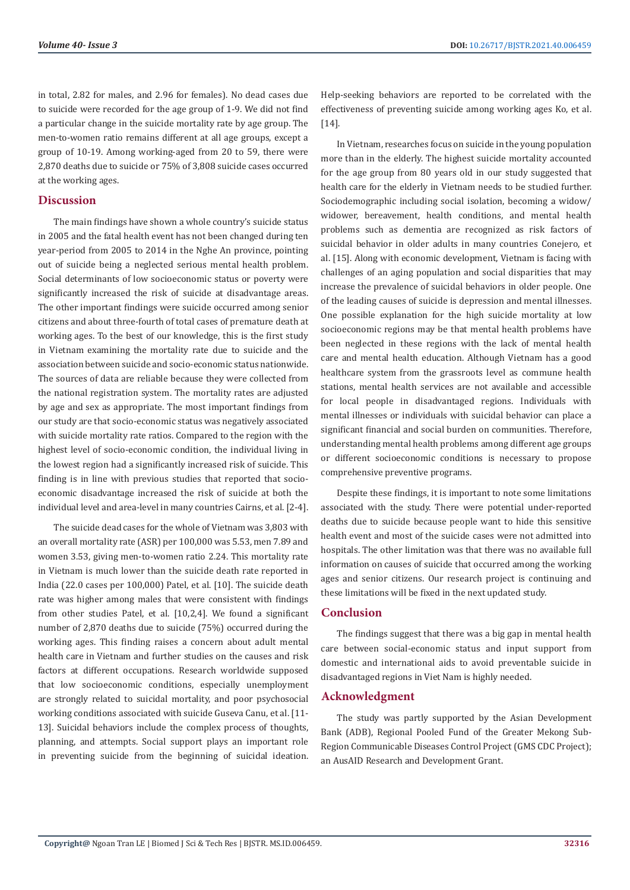in total, 2.82 for males, and 2.96 for females). No dead cases due to suicide were recorded for the age group of 1-9. We did not find a particular change in the suicide mortality rate by age group. The men-to-women ratio remains different at all age groups, except a group of 10-19. Among working-aged from 20 to 59, there were 2,870 deaths due to suicide or 75% of 3,808 suicide cases occurred at the working ages.

## Discussion

The main findings have shown a whole country's suicide status in 2005 and the fatal health event has not been changed during ten year-period from 2005 to 2014 in the Nghe An province, pointing out of suicide being a neglected serious mental health problem. Social determinants of low socioeconomic status or poverty were significantly increased the risk of suicide at disadvantage areas. The other important findings were suicide occurred among senior citizens and about three-fourth of total cases of premature death at working ages. To the best of our knowledge, this is the first study in Vietnam examining the mortality rate due to suicide and the association between suicide and socio-economic status nationwide. The sources of data are reliable because they were collected from the national registration system. The mortality rates are adjusted by age and sex as appropriate. The most important findings from our study are that socio-economic status was negatively associated with suicide mortality rate ratios. Compared to the region with the highest level of socio-economic condition, the individual living in the lowest region had a significantly increased risk of suicide. This finding is in line with previous studies that reported that socio-economic disadvantage increased the risk of suicide at both the individual level and area-level in many countries Cairns, et al. [2-4].

The suicide dead cases for the whole of Vietnam was 3,803 with an overall mortality rate (ASR) per 100,000 was 5.53, men 7.89 and women 3.53, giving men-to-women ratio 2.24. This mortality rate in Vietnam is much lower than the suicide death rate reported in India (22.0 cases per 100,000) Patel, et al. [10]. The suicide death rate was higher among males that were consistent with findings from other studies Patel, et al. [10,2,4]. We found a significant number of 2,870 deaths due to suicide (75%) occurred during the working ages. This finding raises a concern about adult mental health care in Vietnam and further studies on the causes and risk factors at different occupations. Research worldwide supposed that low socioeconomic conditions, especially unemployment are strongly related to suicidal mortality, and poor psychosocial working conditions associated with suicide Guseva Canu, et al. [11-13]. Suicidal behaviors include the complex process of thoughts, planning, and attempts. Social support plays an important role in preventing suicide from the beginning of suicidal ideation. Help-seeking behaviors are reported to be correlated with the effectiveness of preventing suicide among working ages Ko, et al. [14].

In Vietnam, researches focus on suicide in the young population more than in the elderly. The highest suicide mortality accounted for the age group from 80 years old in our study suggested that health care for the elderly in Vietnam needs to be studied further. Sociodemographic including social isolation, becoming a widow/widower, bereavement, health conditions, and mental health problems such as dementia are recognized as risk factors of suicidal behavior in older adults in many countries Conejero, et al. [15]. Along with economic development, Vietnam is facing with challenges of an aging population and social disparities that may increase the prevalence of suicidal behaviors in older people. One of the leading causes of suicide is depression and mental illnesses. One possible explanation for the high suicide mortality at low socioeconomic regions may be that mental health problems have been neglected in these regions with the lack of mental health care and mental health education. Although Vietnam has a good healthcare system from the grassroots level as commune health stations, mental health services are not available and accessible for local people in disadvantaged regions. Individuals with mental illnesses or individuals with suicidal behavior can place a significant financial and social burden on communities. Therefore, understanding mental health problems among different age groups or different socioeconomic conditions is necessary to propose comprehensive preventive programs.

Despite these findings, it is important to note some limitations associated with the study. There were potential under-reported deaths due to suicide because people want to hide this sensitive health event and most of the suicide cases were not admitted into hospitals. The other limitation was that there was no available full information on causes of suicide that occurred among the working ages and senior citizens. Our research project is continuing and these limitations will be fixed in the next updated study.

## Conclusion

The findings suggest that there was a big gap in mental health care between social-economic status and input support from domestic and international aids to avoid preventable suicide in disadvantaged regions in Viet Nam is highly needed.

## Acknowledgment

The study was partly supported by the Asian Development Bank (ADB), Regional Pooled Fund of the Greater Mekong Sub-Region Communicable Diseases Control Project (GMS CDC Project); an AusAID Research and Development Grant.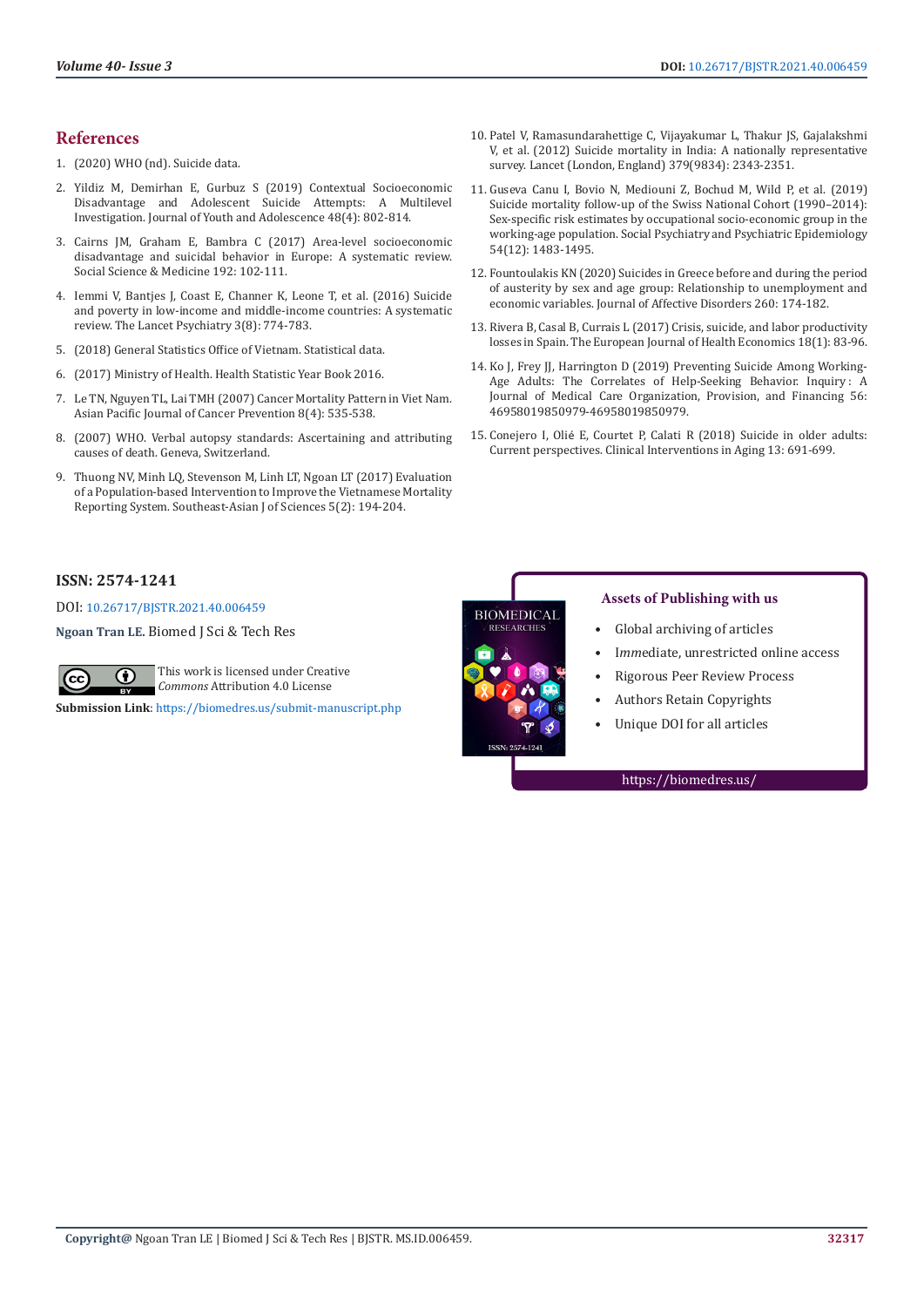## References

1. (2020) WHO (nd). Suicide data.
2. Yildiz M, Demirhan E, Gurbuz S (2019) Contextual Socioeconomic Disadvantage and Adolescent Suicide Attempts: A Multilevel Investigation. Journal of Youth and Adolescence 48(4): 802-814.
3. Cairns JM, Graham E, Bambra C (2017) Area-level socioeconomic disadvantage and suicidal behavior in Europe: A systematic review. Social Science & Medicine 192: 102-111.
4. Iemmi V, Bantjes J, Coast E, Channer K, Leone T, et al. (2016) Suicide and poverty in low-income and middle-income countries: A systematic review. The Lancet Psychiatry 3(8): 774-783.
5. (2018) General Statistics Office of Vietnam. Statistical data.
6. (2017) Ministry of Health. Health Statistic Year Book 2016.
7. Le TN, Nguyen TL, Lai TMH (2007) Cancer Mortality Pattern in Viet Nam. Asian Pacific Journal of Cancer Prevention 8(4): 535-538.
8. (2007) WHO. Verbal autopsy standards: Ascertaining and attributing causes of death. Geneva, Switzerland.
9. Thuong NV, Minh LQ, Stevenson M, Linh LT, Ngoan LT (2017) Evaluation of a Population-based Intervention to Improve the Vietnamese Mortality Reporting System. Southeast-Asian J of Sciences 5(2): 194-204.
10. Patel V, Ramasundarahettige C, Vijayakumar L, Thakur JS, Gajalakshmi V, et al. (2012) Suicide mortality in India: A nationally representative survey. Lancet (London, England) 379(9834): 2343-2351.
11. Guseva Canu I, Bovio N, Mediouni Z, Bochud M, Wild P, et al. (2019) Suicide mortality follow-up of the Swiss National Cohort (1990–2014): Sex-specific risk estimates by occupational socio-economic group in the working-age population. Social Psychiatry and Psychiatric Epidemiology 54(12): 1483-1495.
12. Fountoulakis KN (2020) Suicides in Greece before and during the period of austerity by sex and age group: Relationship to unemployment and economic variables. Journal of Affective Disorders 260: 174-182.
13. Rivera B, Casal B, Currais L (2017) Crisis, suicide, and labor productivity losses in Spain. The European Journal of Health Economics 18(1): 83-96.
14. Ko J, Frey JJ, Harrington D (2019) Preventing Suicide Among Working-Age Adults: The Correlates of Help-Seeking Behavior. Inquiry : A Journal of Medical Care Organization, Provision, and Financing 56: 46958019850979-46958019850979.
15. Conejero I, Olié E, Courtet P, Calati R (2018) Suicide in older adults: Current perspectives. Clinical Interventions in Aging 13: 691-699.

**ISSN: 2574-1241**

DOI: 10.26717/BJSTR.2021.40.006459

**Ngoan Tran LE.** Biomed J Sci & Tech Res

This work is licensed under Creative *Commons* Attribution 4.0 License

**Submission Link**: https://biomedres.us/submit-manuscript.php

**Assets of Publishing with us**

- Global archiving of articles
- Immediate, unrestricted online access
- Rigorous Peer Review Process
- Authors Retain Copyrights
- Unique DOI for all articles

https://biomedres.us/